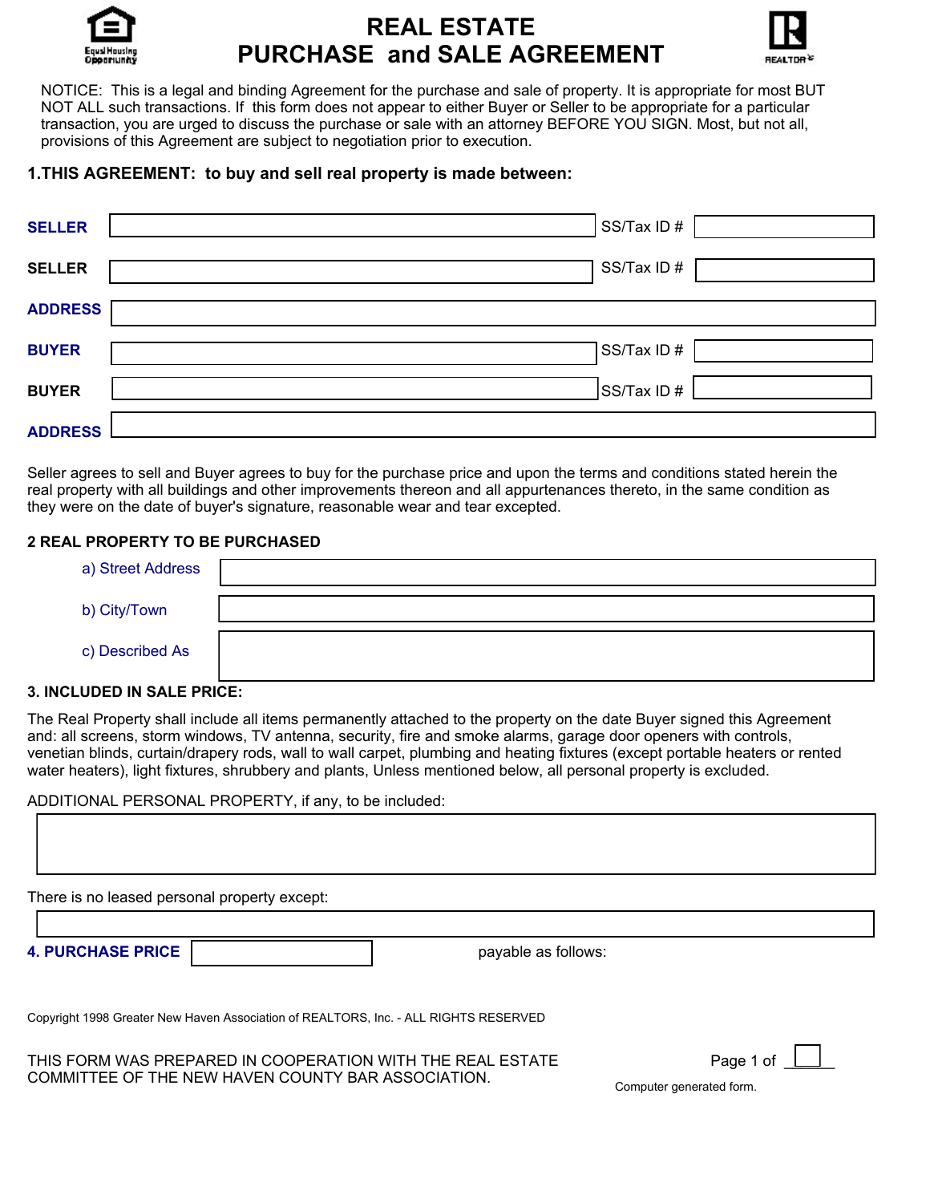# REAL ESTATE PURCHASE and SALE AGREEMENT

NOTICE: This is a legal and binding Agreement for the purchase and sale of property. It is appropriate for most BUT NOT ALL such transactions. If this form does not appear to either Buyer or Seller to be appropriate for a particular transaction, you are urged to discuss the purchase or sale with an attorney BEFORE YOU SIGN. Most, but not all, provisions of this Agreement are subject to negotiation prior to execution.

## 1. THIS AGREEMENT: to buy and sell real property is made between:

**SELLER** ______________________ SS/Tax ID # __________

**SELLER** ______________________ SS/Tax ID # __________

**ADDRESS** ______________________

**BUYER** ______________________ SS/Tax ID # __________

**BUYER** ______________________ SS/Tax ID # __________

**ADDRESS** ______________________

Seller agrees to sell and Buyer agrees to buy for the purchase price and upon the terms and conditions stated herein the real property with all buildings and other improvements thereon and all appurtenances thereto, in the same condition as they were on the date of buyer's signature, reasonable wear and tear excepted.

## 2 REAL PROPERTY TO BE PURCHASED

a) Street Address ______________________

b) City/Town ______________________

c) Described As ______________________

## 3. INCLUDED IN SALE PRICE:

The Real Property shall include all items permanently attached to the property on the date Buyer signed this Agreement and: all screens, storm windows, TV antenna, security, fire and smoke alarms, garage door openers with controls, venetian blinds, curtain/drapery rods, wall to wall carpet, plumbing and heating fixtures (except portable heaters or rented water heaters), light fixtures, shrubbery and plants, Unless mentioned below, all personal property is excluded.

ADDITIONAL PERSONAL PROPERTY, if any, to be included:

______________________

There is no leased personal property except:

______________________

## 4. PURCHASE PRICE __________ payable as follows:

Copyright 1998 Greater New Haven Association of REALTORS, Inc. - ALL RIGHTS RESERVED

THIS FORM WAS PREPARED IN COOPERATION WITH THE REAL ESTATE COMMITTEE OF THE NEW HAVEN COUNTY BAR ASSOCIATION.

Computer generated form.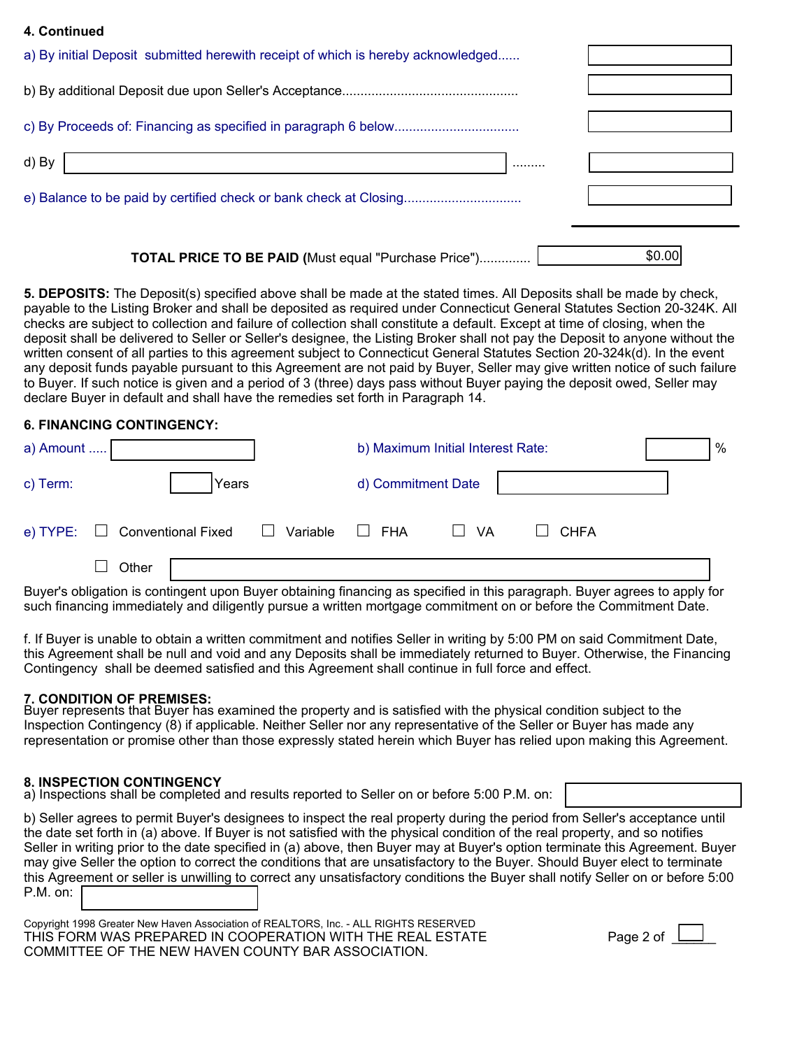**4. Continued**

a) By initial Deposit submitted herewith receipt of which is hereby acknowledged......

b) By additional Deposit due upon Seller's Acceptance...............................................

c) By Proceeds of: Financing as specified in paragraph 6 below.................................

d) By ______________________ .........

e) Balance to be paid by certified check or bank check at Closing...............................

**TOTAL PRICE TO BE PAID (**Must equal "Purchase Price").............. $0.00

**5. DEPOSITS:** The Deposit(s) specified above shall be made at the stated times. All Deposits shall be made by check, payable to the Listing Broker and shall be deposited as required under Connecticut General Statutes Section 20-324K. All checks are subject to collection and failure of collection shall constitute a default. Except at time of closing, when the deposit shall be delivered to Seller or Seller's designee, the Listing Broker shall not pay the Deposit to anyone without the written consent of all parties to this agreement subject to Connecticut General Statutes Section 20-324k(d). In the event any deposit funds payable pursuant to this Agreement are not paid by Buyer, Seller may give written notice of such failure to Buyer. If such notice is given and a period of 3 (three) days pass without Buyer paying the deposit owed, Seller may declare Buyer in default and shall have the remedies set forth in Paragraph 14.

**6. FINANCING CONTINGENCY:**

a) Amount ..... ______ b) Maximum Initial Interest Rate: ______ %

c) Term: ______ Years d) Commitment Date ______

e) TYPE: ☐ Conventional Fixed ☐ Variable ☐ FHA ☐ VA ☐ CHFA

☐ Other ______

Buyer's obligation is contingent upon Buyer obtaining financing as specified in this paragraph. Buyer agrees to apply for such financing immediately and diligently pursue a written mortgage commitment on or before the Commitment Date.

f. If Buyer is unable to obtain a written commitment and notifies Seller in writing by 5:00 PM on said Commitment Date, this Agreement shall be null and void and any Deposits shall be immediately returned to Buyer. Otherwise, the Financing Contingency shall be deemed satisfied and this Agreement shall continue in full force and effect.

**7. CONDITION OF PREMISES:**
Buyer represents that Buyer has examined the property and is satisfied with the physical condition subject to the Inspection Contingency (8) if applicable. Neither Seller nor any representative of the Seller or Buyer has made any representation or promise other than those expressly stated herein which Buyer has relied upon making this Agreement.

**8. INSPECTION CONTINGENCY**
a) Inspections shall be completed and results reported to Seller on or before 5:00 P.M. on: ______

b) Seller agrees to permit Buyer's designees to inspect the real property during the period from Seller's acceptance until the date set forth in (a) above. If Buyer is not satisfied with the physical condition of the real property, and so notifies Seller in writing prior to the date specified in (a) above, then Buyer may at Buyer's option terminate this Agreement. Buyer may give Seller the option to correct the conditions that are unsatisfactory to the Buyer. Should Buyer elect to terminate this Agreement or seller is unwilling to correct any unsatisfactory conditions the Buyer shall notify Seller on or before 5:00 P.M. on: ______

Copyright 1998 Greater New Haven Association of REALTORS, Inc. - ALL RIGHTS RESERVED
THIS FORM WAS PREPARED IN COOPERATION WITH THE REAL ESTATE COMMITTEE OF THE NEW HAVEN COUNTY BAR ASSOCIATION.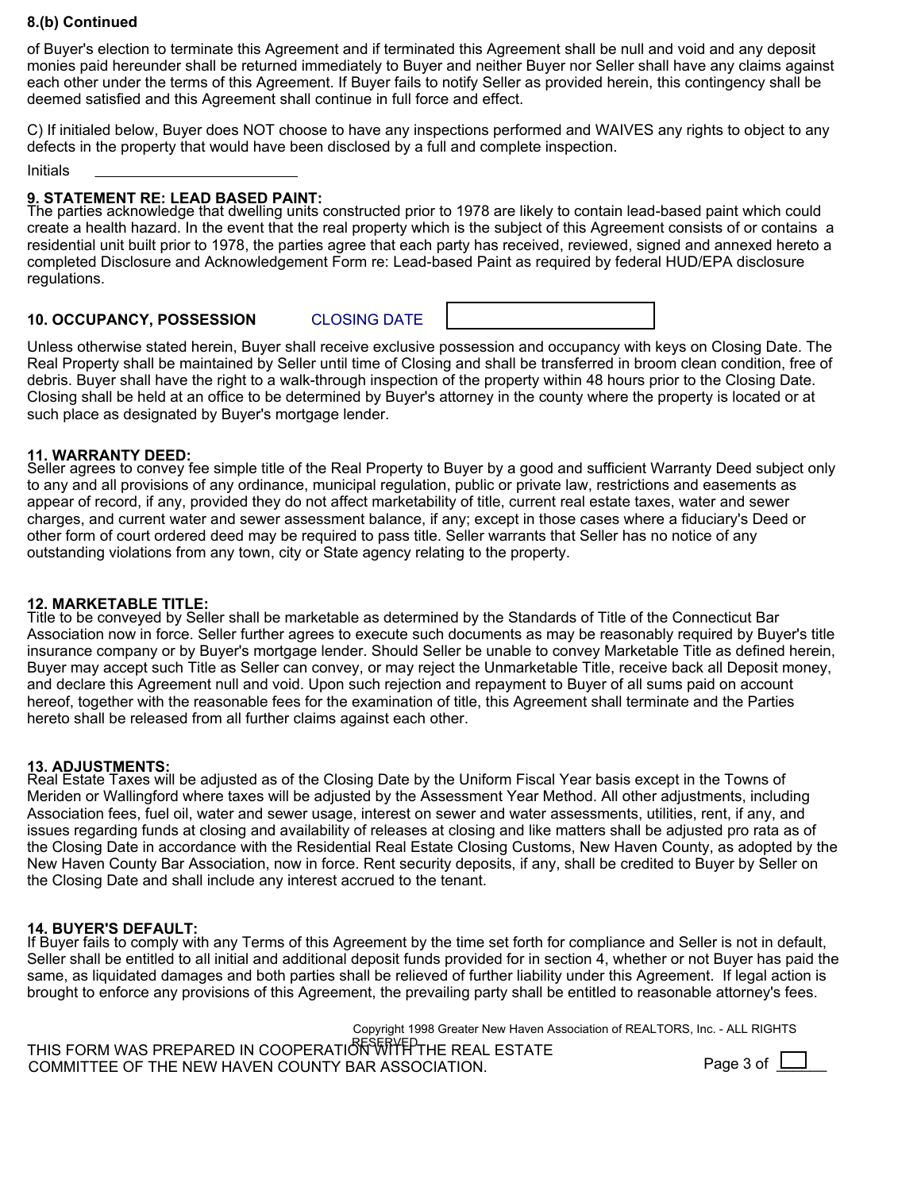**8.(b) Continued**

of Buyer's election to terminate this Agreement and if terminated this Agreement shall be null and void and any deposit monies paid hereunder shall be returned immediately to Buyer and neither Buyer nor Seller shall have any claims against each other under the terms of this Agreement. If Buyer fails to notify Seller as provided herein, this contingency shall be deemed satisfied and this Agreement shall continue in full force and effect.

C) If initialed below, Buyer does NOT choose to have any inspections performed and WAIVES any rights to object to any defects in the property that would have been disclosed by a full and complete inspection.

Initials \_\_\_\_\_\_\_\_\_\_\_\_\_\_\_\_\_\_\_\_\_\_\_\_

**9. STATEMENT RE: LEAD BASED PAINT:**
The parties acknowledge that dwelling units constructed prior to 1978 are likely to contain lead-based paint which could create a health hazard. In the event that the real property which is the subject of this Agreement consists of or contains a residential unit built prior to 1978, the parties agree that each party has received, reviewed, signed and annexed hereto a completed Disclosure and Acknowledgement Form re: Lead-based Paint as required by federal HUD/EPA disclosure regulations.

**10. OCCUPANCY, POSSESSION** CLOSING DATE \_\_\_\_\_\_\_\_\_\_\_\_\_\_\_\_\_\_\_\_

Unless otherwise stated herein, Buyer shall receive exclusive possession and occupancy with keys on Closing Date. The Real Property shall be maintained by Seller until time of Closing and shall be transferred in broom clean condition, free of debris. Buyer shall have the right to a walk-through inspection of the property within 48 hours prior to the Closing Date. Closing shall be held at an office to be determined by Buyer's attorney in the county where the property is located or at such place as designated by Buyer's mortgage lender.

**11. WARRANTY DEED:**
Seller agrees to convey fee simple title of the Real Property to Buyer by a good and sufficient Warranty Deed subject only to any and all provisions of any ordinance, municipal regulation, public or private law, restrictions and easements as appear of record, if any, provided they do not affect marketability of title, current real estate taxes, water and sewer charges, and current water and sewer assessment balance, if any; except in those cases where a fiduciary's Deed or other form of court ordered deed may be required to pass title. Seller warrants that Seller has no notice of any outstanding violations from any town, city or State agency relating to the property.

**12. MARKETABLE TITLE:**
Title to be conveyed by Seller shall be marketable as determined by the Standards of Title of the Connecticut Bar Association now in force. Seller further agrees to execute such documents as may be reasonably required by Buyer's title insurance company or by Buyer's mortgage lender. Should Seller be unable to convey Marketable Title as defined herein, Buyer may accept such Title as Seller can convey, or may reject the Unmarketable Title, receive back all Deposit money, and declare this Agreement null and void. Upon such rejection and repayment to Buyer of all sums paid on account hereof, together with the reasonable fees for the examination of title, this Agreement shall terminate and the Parties hereto shall be released from all further claims against each other.

**13. ADJUSTMENTS:**
Real Estate Taxes will be adjusted as of the Closing Date by the Uniform Fiscal Year basis except in the Towns of Meriden or Wallingford where taxes will be adjusted by the Assessment Year Method. All other adjustments, including Association fees, fuel oil, water and sewer usage, interest on sewer and water assessments, utilities, rent, if any, and issues regarding funds at closing and availability of releases at closing and like matters shall be adjusted pro rata as of the Closing Date in accordance with the Residential Real Estate Closing Customs, New Haven County, as adopted by the New Haven County Bar Association, now in force. Rent security deposits, if any, shall be credited to Buyer by Seller on the Closing Date and shall include any interest accrued to the tenant.

**14. BUYER'S DEFAULT:**
If Buyer fails to comply with any Terms of this Agreement by the time set forth for compliance and Seller is not in default, Seller shall be entitled to all initial and additional deposit funds provided for in section 4, whether or not Buyer has paid the same, as liquidated damages and both parties shall be relieved of further liability under this Agreement. If legal action is brought to enforce any provisions of this Agreement, the prevailing party shall be entitled to reasonable attorney's fees.

Copyright 1998 Greater New Haven Association of REALTORS, Inc. - ALL RIGHTS RESERVED

THIS FORM WAS PREPARED IN COOPERATION WITH THE REAL ESTATE COMMITTEE OF THE NEW HAVEN COUNTY BAR ASSOCIATION.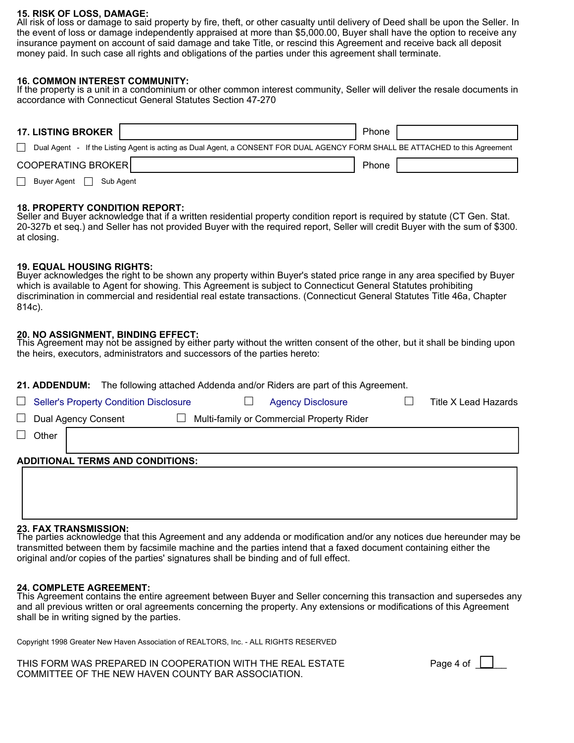**15. RISK OF LOSS, DAMAGE:**
All risk of loss or damage to said property by fire, theft, or other casualty until delivery of Deed shall be upon the Seller. In the event of loss or damage independently appraised at more than $5,000.00, Buyer shall have the option to receive any insurance payment on account of said damage and take Title, or rescind this Agreement and receive back all deposit money paid. In such case all rights and obligations of the parties under this agreement shall terminate.

**16. COMMON INTEREST COMMUNITY:**
If the property is a unit in a condominium or other common interest community, Seller will deliver the resale documents in accordance with Connecticut General Statutes Section 47-270

**17. LISTING BROKER** ______________________ Phone ______________

☐ Dual Agent - If the Listing Agent is acting as Dual Agent, a CONSENT FOR DUAL AGENCY FORM SHALL BE ATTACHED to this Agreement

COOPERATING BROKER ______________________ Phone ______________

☐ Buyer Agent ☐ Sub Agent

**18. PROPERTY CONDITION REPORT:**
Seller and Buyer acknowledge that if a written residential property condition report is required by statute (CT Gen. Stat. 20-327b et seq.) and Seller has not provided Buyer with the required report, Seller will credit Buyer with the sum of $300. at closing.

**19. EQUAL HOUSING RIGHTS:**
Buyer acknowledges the right to be shown any property within Buyer's stated price range in any area specified by Buyer which is available to Agent for showing. This Agreement is subject to Connecticut General Statutes prohibiting discrimination in commercial and residential real estate transactions. (Connecticut General Statutes Title 46a, Chapter 814c).

**20. NO ASSIGNMENT, BINDING EFFECT:**
This Agreement may not be assigned by either party without the written consent of the other, but it shall be binding upon the heirs, executors, administrators and successors of the parties hereto:

**21. ADDENDUM:** The following attached Addenda and/or Riders are part of this Agreement.

☐ Seller's Property Condition Disclosure ☐ Agency Disclosure ☐ Title X Lead Hazards

☐ Dual Agency Consent ☐ Multi-family or Commercial Property Rider

☐ Other ______________________

**ADDITIONAL TERMS AND CONDITIONS:**

______________________

**23. FAX TRANSMISSION:**
The parties acknowledge that this Agreement and any addenda or modification and/or any notices due hereunder may be transmitted between them by facsimile machine and the parties intend that a faxed document containing either the original and/or copies of the parties' signatures shall be binding and of full effect.

**24. COMPLETE AGREEMENT:**
This Agreement contains the entire agreement between Buyer and Seller concerning this transaction and supersedes any and all previous written or oral agreements concerning the property. Any extensions or modifications of this Agreement shall be in writing signed by the parties.

Copyright 1998 Greater New Haven Association of REALTORS, Inc. - ALL RIGHTS RESERVED

THIS FORM WAS PREPARED IN COOPERATION WITH THE REAL ESTATE COMMITTEE OF THE NEW HAVEN COUNTY BAR ASSOCIATION.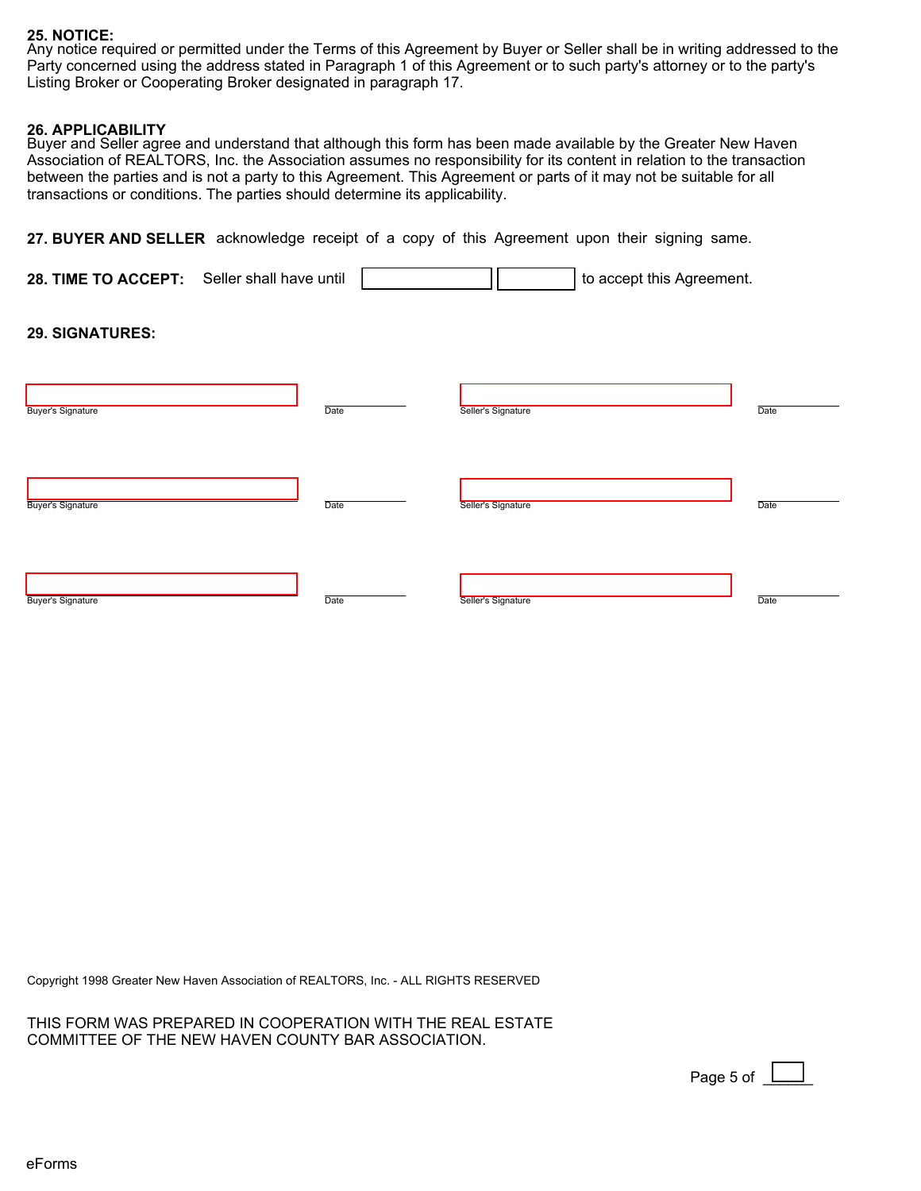**25. NOTICE:**
Any notice required or permitted under the Terms of this Agreement by Buyer or Seller shall be in writing addressed to the Party concerned using the address stated in Paragraph 1 of this Agreement or to such party's attorney or to the party's Listing Broker or Cooperating Broker designated in paragraph 17.

**26. APPLICABILITY**
Buyer and Seller agree and understand that although this form has been made available by the Greater New Haven Association of REALTORS, Inc. the Association assumes no responsibility for its content in relation to the transaction between the parties and is not a party to this Agreement. This Agreement or parts of it may not be suitable for all transactions or conditions. The parties should determine its applicability.

**27. BUYER AND SELLER** acknowledge receipt of a copy of this Agreement upon their signing same.

**28. TIME TO ACCEPT:** Seller shall have until ____________ ________ to accept this Agreement.

**29. SIGNATURES:**

| | | | |
|---|---|---|---|
| Buyer's Signature | Date | Seller's Signature | Date |
| Buyer's Signature | Date | Seller's Signature | Date |
| Buyer's Signature | Date | Seller's Signature | Date |

Copyright 1998 Greater New Haven Association of REALTORS, Inc. - ALL RIGHTS RESERVED

THIS FORM WAS PREPARED IN COOPERATION WITH THE REAL ESTATE COMMITTEE OF THE NEW HAVEN COUNTY BAR ASSOCIATION.

eForms